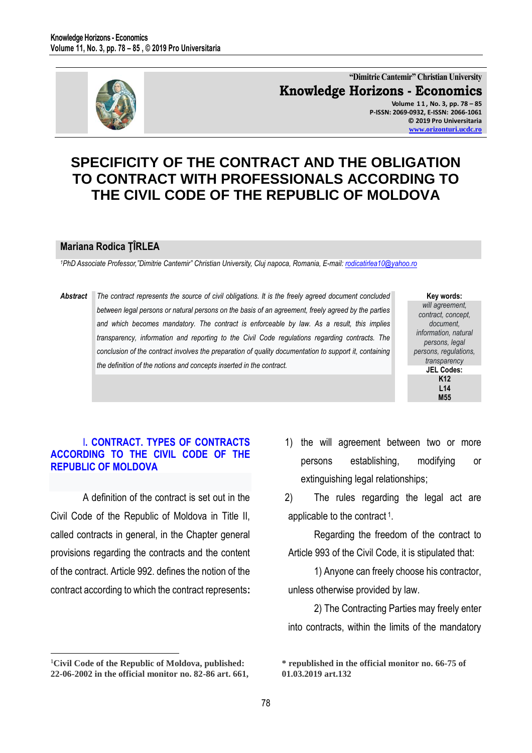# SPECIFICITY OF THE CONTRACT AND THE OBLIGATION TO CONTRACT WITH PROFESSIONALS ACCORDING TO THE CIVIL CODE OF THE REPUBLIC OF MOLDOVA

**Mariana Rodica ŢÎRLEA**

*[1]PhD Associate Professor,"Dimitrie Cantemir" Christian University, Cluj napoca, Romania, E-mail: rodicatirlea10@yahoo.ro*

**Abstract** *The contract represents the source of civil obligations. It is the freely agreed document concluded between legal persons or natural persons on the basis of an agreement, freely agreed by the parties and which becomes mandatory. The contract is enforceable by law. As a result, this implies transparency, information and reporting to the Civil Code regulations regarding contracts. The conclusion of the contract involves the preparation of quality documentation to support it, containing the definition of the notions and concepts inserted in the contract.*

**Key words:** *will agreement, contract, concept, document, information, natural persons, legal persons, regulations, transparency*

**JEL Codes:** **K12**, **L14**, **M55**

## I. CONTRACT. TYPES OF CONTRACTS ACCORDING TO THE CIVIL CODE OF THE REPUBLIC OF MOLDOVA

A definition of the contract is set out in the Civil Code of the Republic of Moldova in Title II, called contracts in general, in the Chapter general provisions regarding the contracts and the content of the contract. Article 992. defines the notion of the contract according to which the contract represents**:**

1) the will agreement between two or more persons establishing, modifying or extinguishing legal relationships;
2) The rules regarding the legal act are applicable to the contract [1].

Regarding the freedom of the contract to Article 993 of the Civil Code, it is stipulated that:

1) Anyone can freely choose his contractor, unless otherwise provided by law.

2) The Contracting Parties may freely enter into contracts, within the limits of the mandatory

---

[1]**Civil Code of the Republic of Moldova, published: 22-06-2002 in the official monitor no. 82-86 art. 661,**

**\* republished in the official monitor no. 66-75 of 01.03.2019 art.132**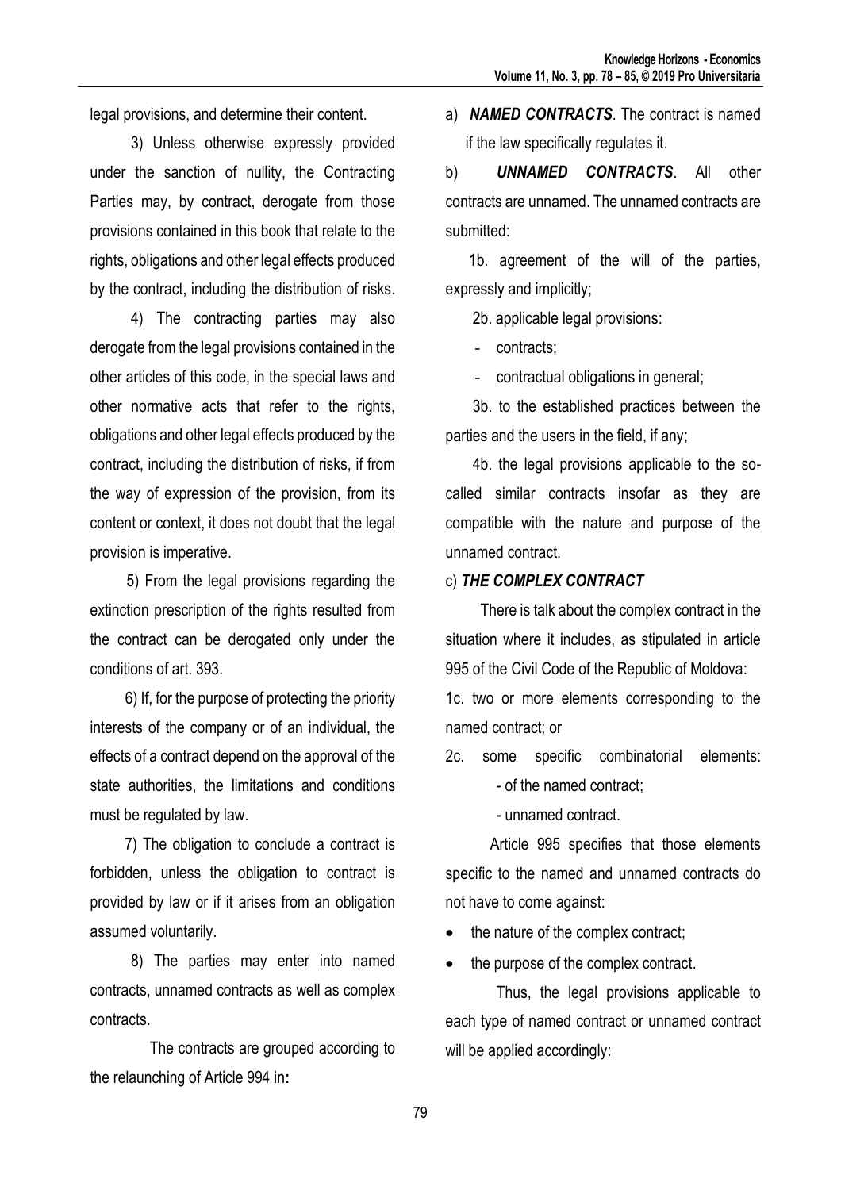legal provisions, and determine their content.

3) Unless otherwise expressly provided under the sanction of nullity, the Contracting Parties may, by contract, derogate from those provisions contained in this book that relate to the rights, obligations and other legal effects produced by the contract, including the distribution of risks.

4) The contracting parties may also derogate from the legal provisions contained in the other articles of this code, in the special laws and other normative acts that refer to the rights, obligations and other legal effects produced by the contract, including the distribution of risks, if from the way of expression of the provision, from its content or context, it does not doubt that the legal provision is imperative.

5) From the legal provisions regarding the extinction prescription of the rights resulted from the contract can be derogated only under the conditions of art. 393.

6) If, for the purpose of protecting the priority interests of the company or of an individual, the effects of a contract depend on the approval of the state authorities, the limitations and conditions must be regulated by law.

7) The obligation to conclude a contract is forbidden, unless the obligation to contract is provided by law or if it arises from an obligation assumed voluntarily.

8) The parties may enter into named contracts, unnamed contracts as well as complex contracts.

The contracts are grouped according to the relaunching of Article 994 in**:**

a) ***NAMED CONTRACTS***. The contract is named if the law specifically regulates it.

b) ***UNNAMED CONTRACTS***. All other contracts are unnamed. The unnamed contracts are submitted:

1b. agreement of the will of the parties, expressly and implicitly;

2b. applicable legal provisions:

- contracts;
- contractual obligations in general;

3b. to the established practices between the parties and the users in the field, if any;

4b. the legal provisions applicable to the so-called similar contracts insofar as they are compatible with the nature and purpose of the unnamed contract.

c) ***THE COMPLEX CONTRACT***

There is talk about the complex contract in the situation where it includes, as stipulated in article 995 of the Civil Code of the Republic of Moldova:

1c. two or more elements corresponding to the named contract; or

2c. some specific combinatorial elements:

- of the named contract;
- unnamed contract.

Article 995 specifies that those elements specific to the named and unnamed contracts do not have to come against:

- the nature of the complex contract;
- the purpose of the complex contract.

Thus, the legal provisions applicable to each type of named contract or unnamed contract will be applied accordingly: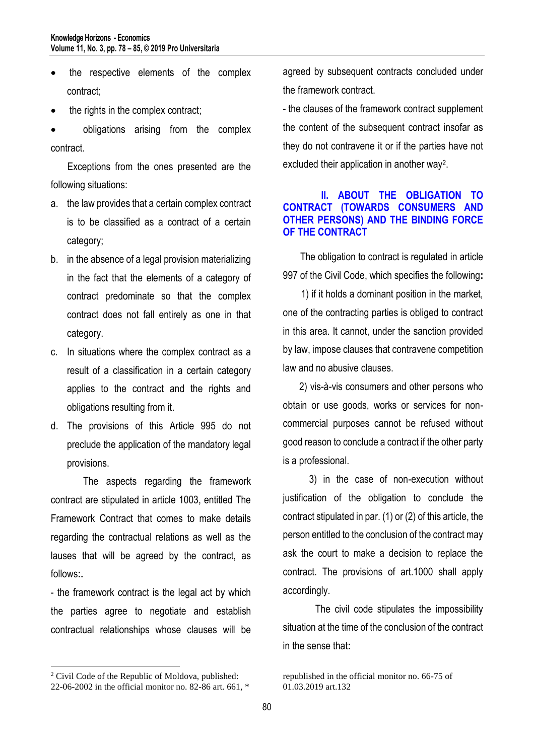- the respective elements of the complex contract;
- the rights in the complex contract;
- obligations arising from the complex contract.

Exceptions from the ones presented are the following situations:

a. the law provides that a certain complex contract is to be classified as a contract of a certain category;
b. in the absence of a legal provision materializing in the fact that the elements of a category of contract predominate so that the complex contract does not fall entirely as one in that category.
c. In situations where the complex contract as a result of a classification in a certain category applies to the contract and the rights and obligations resulting from it.
d. The provisions of this Article 995 do not preclude the application of the mandatory legal provisions.

The aspects regarding the framework contract are stipulated in article 1003, entitled The Framework Contract that comes to make details regarding the contractual relations as well as the lauses that will be agreed by the contract, as follows**:.**

- the framework contract is the legal act by which the parties agree to negotiate and establish contractual relationships whose clauses will be agreed by subsequent contracts concluded under the framework contract.

- the clauses of the framework contract supplement the content of the subsequent contract insofar as they do not contravene it or if the parties have not excluded their application in another way[2].

## II. ABOUT THE OBLIGATION TO CONTRACT (TOWARDS CONSUMERS AND OTHER PERSONS) AND THE BINDING FORCE OF THE CONTRACT

The obligation to contract is regulated in article 997 of the Civil Code, which specifies the following**:**

1) if it holds a dominant position in the market, one of the contracting parties is obliged to contract in this area. It cannot, under the sanction provided by law, impose clauses that contravene competition law and no abusive clauses.

2) vis-à-vis consumers and other persons who obtain or use goods, works or services for non-commercial purposes cannot be refused without good reason to conclude a contract if the other party is a professional.

3) in the case of non-execution without justification of the obligation to conclude the contract stipulated in par. (1) or (2) of this article, the person entitled to the conclusion of the contract may ask the court to make a decision to replace the contract. The provisions of art.1000 shall apply accordingly.

The civil code stipulates the impossibility situation at the time of the conclusion of the contract in the sense that**:**

---

[2] Civil Code of the Republic of Moldova, published: 22-06-2002 in the official monitor no. 82-86 art. 661, * republished in the official monitor no. 66-75 of 01.03.2019 art.132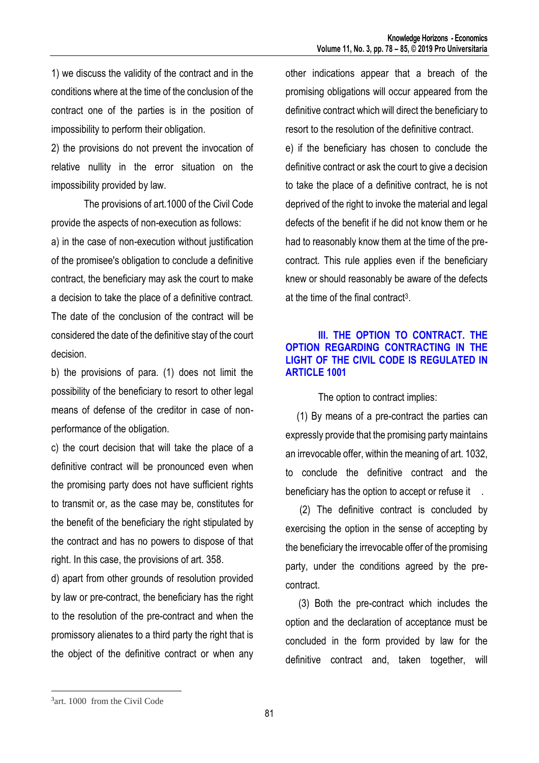1) we discuss the validity of the contract and in the conditions where at the time of the conclusion of the contract one of the parties is in the position of impossibility to perform their obligation.

2) the provisions do not prevent the invocation of relative nullity in the error situation on the impossibility provided by law.

The provisions of art.1000 of the Civil Code provide the aspects of non-execution as follows:

a) in the case of non-execution without justification of the promisee's obligation to conclude a definitive contract, the beneficiary may ask the court to make a decision to take the place of a definitive contract. The date of the conclusion of the contract will be considered the date of the definitive stay of the court decision.

b) the provisions of para. (1) does not limit the possibility of the beneficiary to resort to other legal means of defense of the creditor in case of non-performance of the obligation.

c) the court decision that will take the place of a definitive contract will be pronounced even when the promising party does not have sufficient rights to transmit or, as the case may be, constitutes for the benefit of the beneficiary the right stipulated by the contract and has no powers to dispose of that right. In this case, the provisions of art. 358.

d) apart from other grounds of resolution provided by law or pre-contract, the beneficiary has the right to the resolution of the pre-contract and when the promissory alienates to a third party the right that is the object of the definitive contract or when any other indications appear that a breach of the promising obligations will occur appeared from the definitive contract which will direct the beneficiary to resort to the resolution of the definitive contract.

e) if the beneficiary has chosen to conclude the definitive contract or ask the court to give a decision to take the place of a definitive contract, he is not deprived of the right to invoke the material and legal defects of the benefit if he did not know them or he had to reasonably know them at the time of the pre-contract. This rule applies even if the beneficiary knew or should reasonably be aware of the defects at the time of the final contract[3].

## III. THE OPTION TO CONTRACT. THE OPTION REGARDING CONTRACTING IN THE LIGHT OF THE CIVIL CODE IS REGULATED IN ARTICLE 1001

The option to contract implies:

(1) By means of a pre-contract the parties can expressly provide that the promising party maintains an irrevocable offer, within the meaning of art. 1032, to conclude the definitive contract and the beneficiary has the option to accept or refuse it .

(2) The definitive contract is concluded by exercising the option in the sense of accepting by the beneficiary the irrevocable offer of the promising party, under the conditions agreed by the pre-contract.

(3) Both the pre-contract which includes the option and the declaration of acceptance must be concluded in the form provided by law for the definitive contract and, taken together, will

[3]art. 1000 from the Civil Code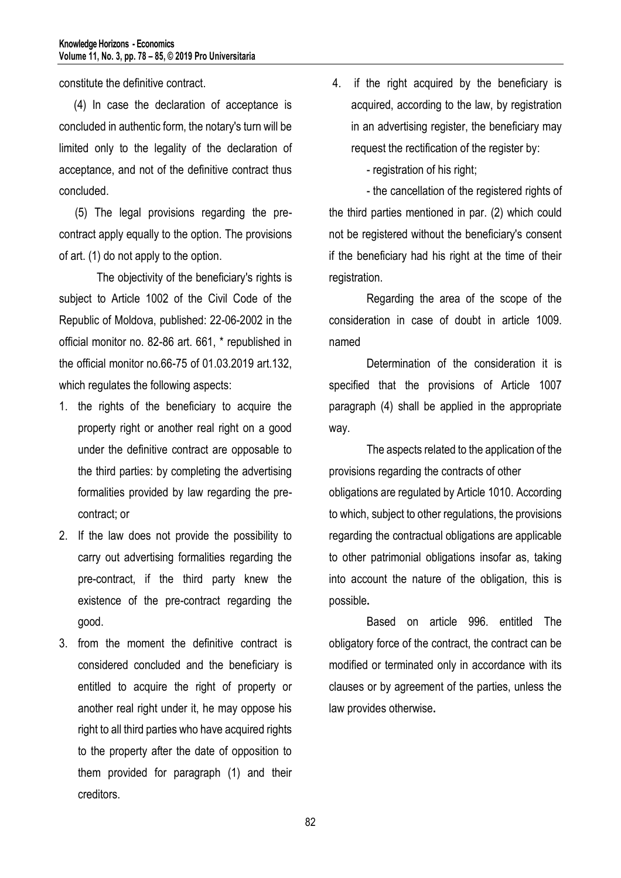constitute the definitive contract.

(4) In case the declaration of acceptance is concluded in authentic form, the notary's turn will be limited only to the legality of the declaration of acceptance, and not of the definitive contract thus concluded.

(5) The legal provisions regarding the pre-contract apply equally to the option. The provisions of art. (1) do not apply to the option.

The objectivity of the beneficiary's rights is subject to Article 1002 of the Civil Code of the Republic of Moldova, published: 22-06-2002 in the official monitor no. 82-86 art. 661, * republished in the official monitor no.66-75 of 01.03.2019 art.132, which regulates the following aspects:

1. the rights of the beneficiary to acquire the property right or another real right on a good under the definitive contract are opposable to the third parties: by completing the advertising formalities provided by law regarding the pre-contract; or
2. If the law does not provide the possibility to carry out advertising formalities regarding the pre-contract, if the third party knew the existence of the pre-contract regarding the good.
3. from the moment the definitive contract is considered concluded and the beneficiary is entitled to acquire the right of property or another real right under it, he may oppose his right to all third parties who have acquired rights to the property after the date of opposition to them provided for paragraph (1) and their creditors.
4. if the right acquired by the beneficiary is acquired, according to the law, by registration in an advertising register, the beneficiary may request the rectification of the register by:

   - registration of his right;

   - the cancellation of the registered rights of the third parties mentioned in par. (2) which could not be registered without the beneficiary's consent if the beneficiary had his right at the time of their registration.

Regarding the area of the scope of the consideration in case of doubt in article 1009. named

Determination of the consideration it is specified that the provisions of Article 1007 paragraph (4) shall be applied in the appropriate way.

The aspects related to the application of the provisions regarding the contracts of other obligations are regulated by Article 1010. According to which, subject to other regulations, the provisions regarding the contractual obligations are applicable to other patrimonial obligations insofar as, taking into account the nature of the obligation, this is possible**.**

Based on article 996. entitled The obligatory force of the contract, the contract can be modified or terminated only in accordance with its clauses or by agreement of the parties, unless the law provides otherwise**.**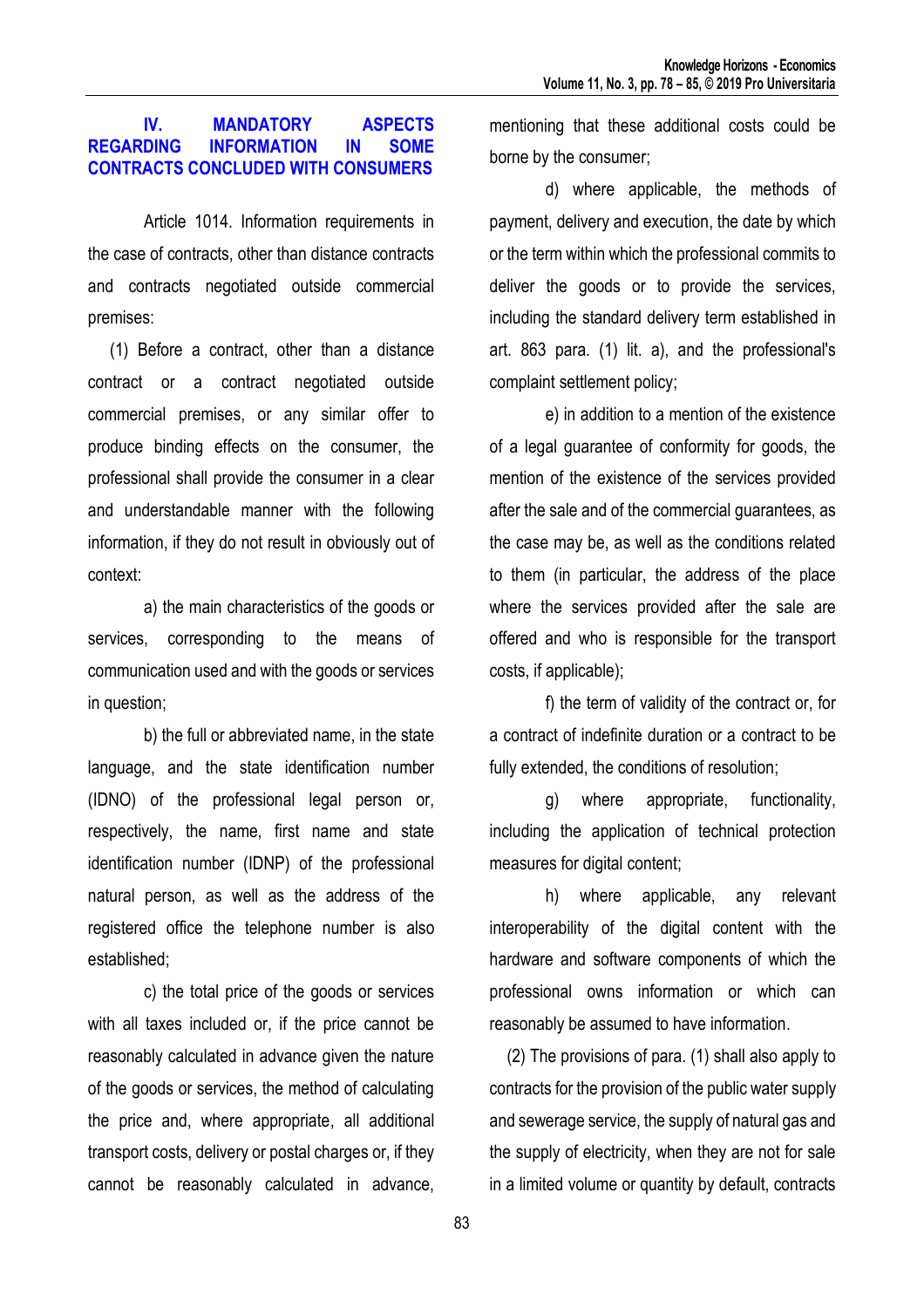## IV. MANDATORY ASPECTS REGARDING INFORMATION IN SOME CONTRACTS CONCLUDED WITH CONSUMERS

Article 1014. Information requirements in the case of contracts, other than distance contracts and contracts negotiated outside commercial premises:

(1) Before a contract, other than a distance contract or a contract negotiated outside commercial premises, or any similar offer to produce binding effects on the consumer, the professional shall provide the consumer in a clear and understandable manner with the following information, if they do not result in obviously out of context:

a) the main characteristics of the goods or services, corresponding to the means of communication used and with the goods or services in question;

b) the full or abbreviated name, in the state language, and the state identification number (IDNO) of the professional legal person or, respectively, the name, first name and state identification number (IDNP) of the professional natural person, as well as the address of the registered office the telephone number is also established;

c) the total price of the goods or services with all taxes included or, if the price cannot be reasonably calculated in advance given the nature of the goods or services, the method of calculating the price and, where appropriate, all additional transport costs, delivery or postal charges or, if they cannot be reasonably calculated in advance, mentioning that these additional costs could be borne by the consumer;

d) where applicable, the methods of payment, delivery and execution, the date by which or the term within which the professional commits to deliver the goods or to provide the services, including the standard delivery term established in art. 863 para. (1) lit. a), and the professional's complaint settlement policy;

e) in addition to a mention of the existence of a legal guarantee of conformity for goods, the mention of the existence of the services provided after the sale and of the commercial guarantees, as the case may be, as well as the conditions related to them (in particular, the address of the place where the services provided after the sale are offered and who is responsible for the transport costs, if applicable);

f) the term of validity of the contract or, for a contract of indefinite duration or a contract to be fully extended, the conditions of resolution;

g) where appropriate, functionality, including the application of technical protection measures for digital content;

h) where applicable, any relevant interoperability of the digital content with the hardware and software components of which the professional owns information or which can reasonably be assumed to have information.

(2) The provisions of para. (1) shall also apply to contracts for the provision of the public water supply and sewerage service, the supply of natural gas and the supply of electricity, when they are not for sale in a limited volume or quantity by default, contracts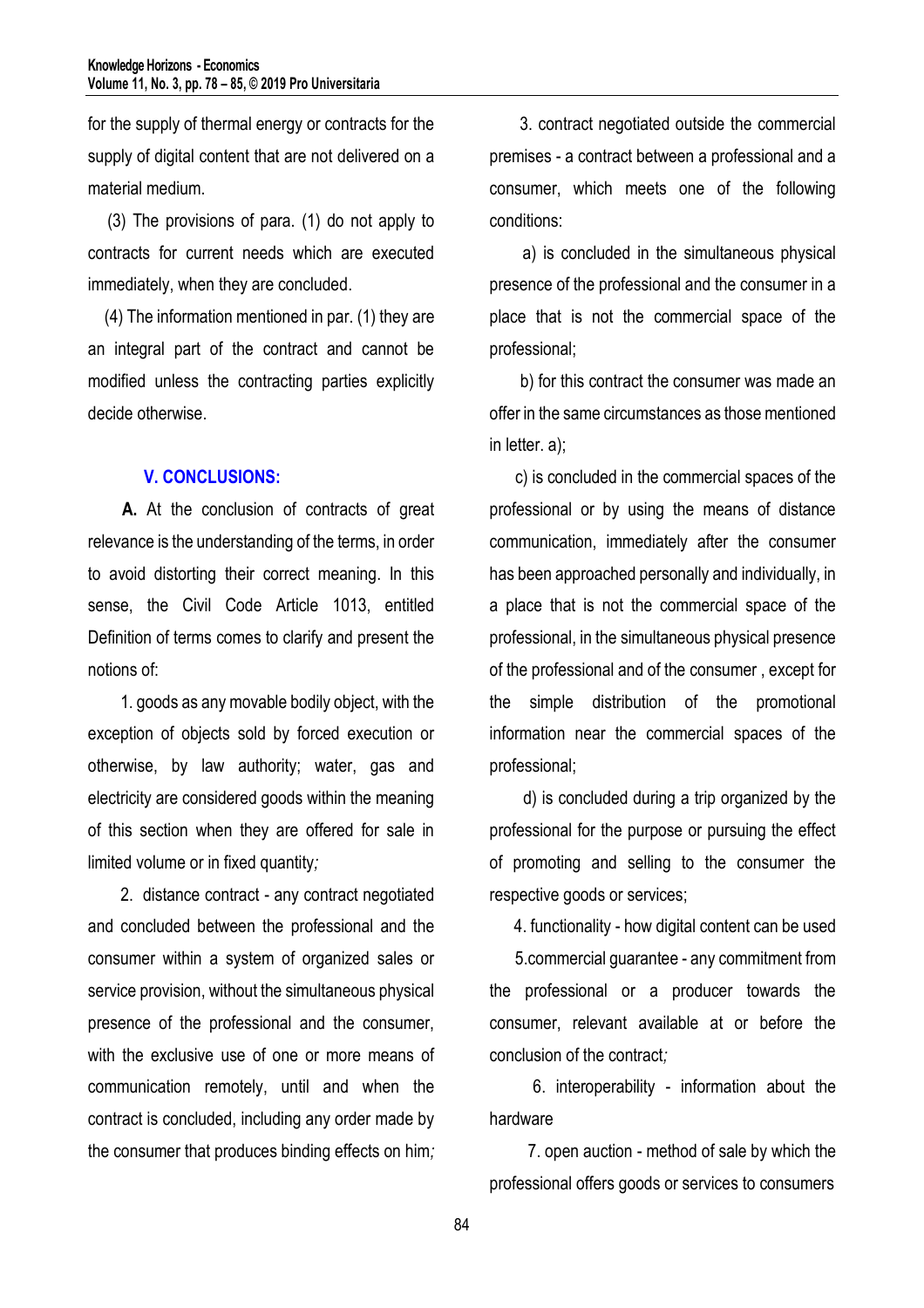for the supply of thermal energy or contracts for the supply of digital content that are not delivered on a material medium.

(3) The provisions of para. (1) do not apply to contracts for current needs which are executed immediately, when they are concluded.

(4) The information mentioned in par. (1) they are an integral part of the contract and cannot be modified unless the contracting parties explicitly decide otherwise.

## V. CONCLUSIONS:

**A.** At the conclusion of contracts of great relevance is the understanding of the terms, in order to avoid distorting their correct meaning. In this sense, the Civil Code Article 1013, entitled Definition of terms comes to clarify and present the notions of:

1. goods as any movable bodily object, with the exception of objects sold by forced execution or otherwise, by law authority; water, gas and electricity are considered goods within the meaning of this section when they are offered for sale in limited volume or in fixed quantity*;*

2. distance contract - any contract negotiated and concluded between the professional and the consumer within a system of organized sales or service provision, without the simultaneous physical presence of the professional and the consumer, with the exclusive use of one or more means of communication remotely, until and when the contract is concluded, including any order made by the consumer that produces binding effects on him*;*

3. contract negotiated outside the commercial premises - a contract between a professional and a consumer, which meets one of the following conditions:

a) is concluded in the simultaneous physical presence of the professional and the consumer in a place that is not the commercial space of the professional;

b) for this contract the consumer was made an offer in the same circumstances as those mentioned in letter. a);

c) is concluded in the commercial spaces of the professional or by using the means of distance communication, immediately after the consumer has been approached personally and individually, in a place that is not the commercial space of the professional, in the simultaneous physical presence of the professional and of the consumer , except for the simple distribution of the promotional information near the commercial spaces of the professional;

d) is concluded during a trip organized by the professional for the purpose or pursuing the effect of promoting and selling to the consumer the respective goods or services;

4. functionality - how digital content can be used

5.commercial guarantee - any commitment from the professional or a producer towards the consumer, relevant available at or before the conclusion of the contract*;*

6. interoperability - information about the hardware

7. open auction - method of sale by which the professional offers goods or services to consumers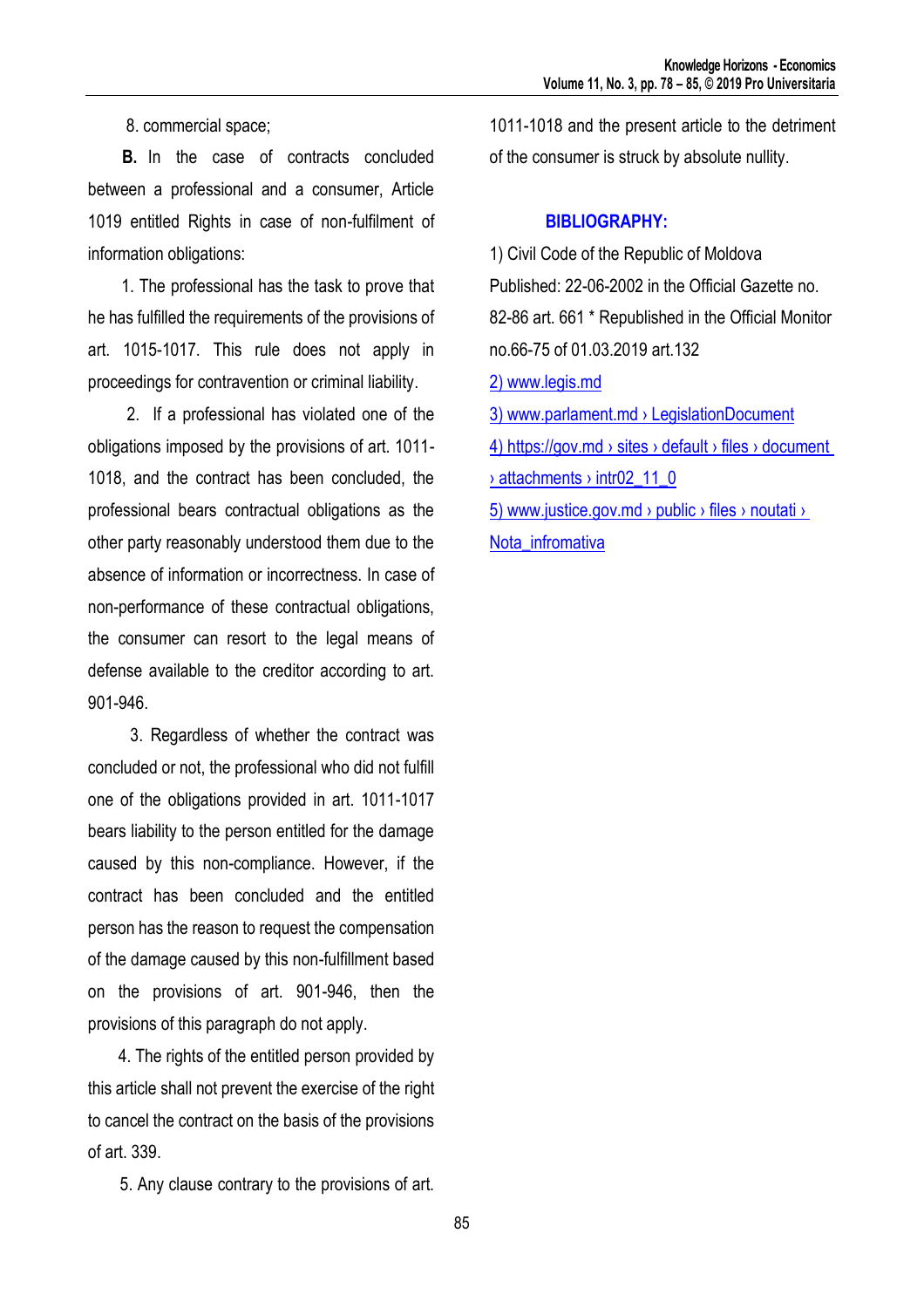8. commercial space;

**B.** In the case of contracts concluded between a professional and a consumer, Article 1019 entitled Rights in case of non-fulfilment of information obligations:

1. The professional has the task to prove that he has fulfilled the requirements of the provisions of art. 1015-1017. This rule does not apply in proceedings for contravention or criminal liability.

2. If a professional has violated one of the obligations imposed by the provisions of art. 1011-1018, and the contract has been concluded, the professional bears contractual obligations as the other party reasonably understood them due to the absence of information or incorrectness. In case of non-performance of these contractual obligations, the consumer can resort to the legal means of defense available to the creditor according to art. 901-946.

3. Regardless of whether the contract was concluded or not, the professional who did not fulfill one of the obligations provided in art. 1011-1017 bears liability to the person entitled for the damage caused by this non-compliance. However, if the contract has been concluded and the entitled person has the reason to request the compensation of the damage caused by this non-fulfillment based on the provisions of art. 901-946, then the provisions of this paragraph do not apply.

4. The rights of the entitled person provided by this article shall not prevent the exercise of the right to cancel the contract on the basis of the provisions of art. 339.

5. Any clause contrary to the provisions of art. 1011-1018 and the present article to the detriment of the consumer is struck by absolute nullity.

## BIBLIOGRAPHY:

1) Civil Code of the Republic of Moldova Published: 22-06-2002 in the Official Gazette no. 82-86 art. 661 * Republished in the Official Monitor no.66-75 of 01.03.2019 art.132

2) www.legis.md

3) www.parlament.md › LegislationDocument

4) https://gov.md › sites › default › files › document › attachments › intr02_11_0

5) www.justice.gov.md › public › files › noutati › Nota_infromativa